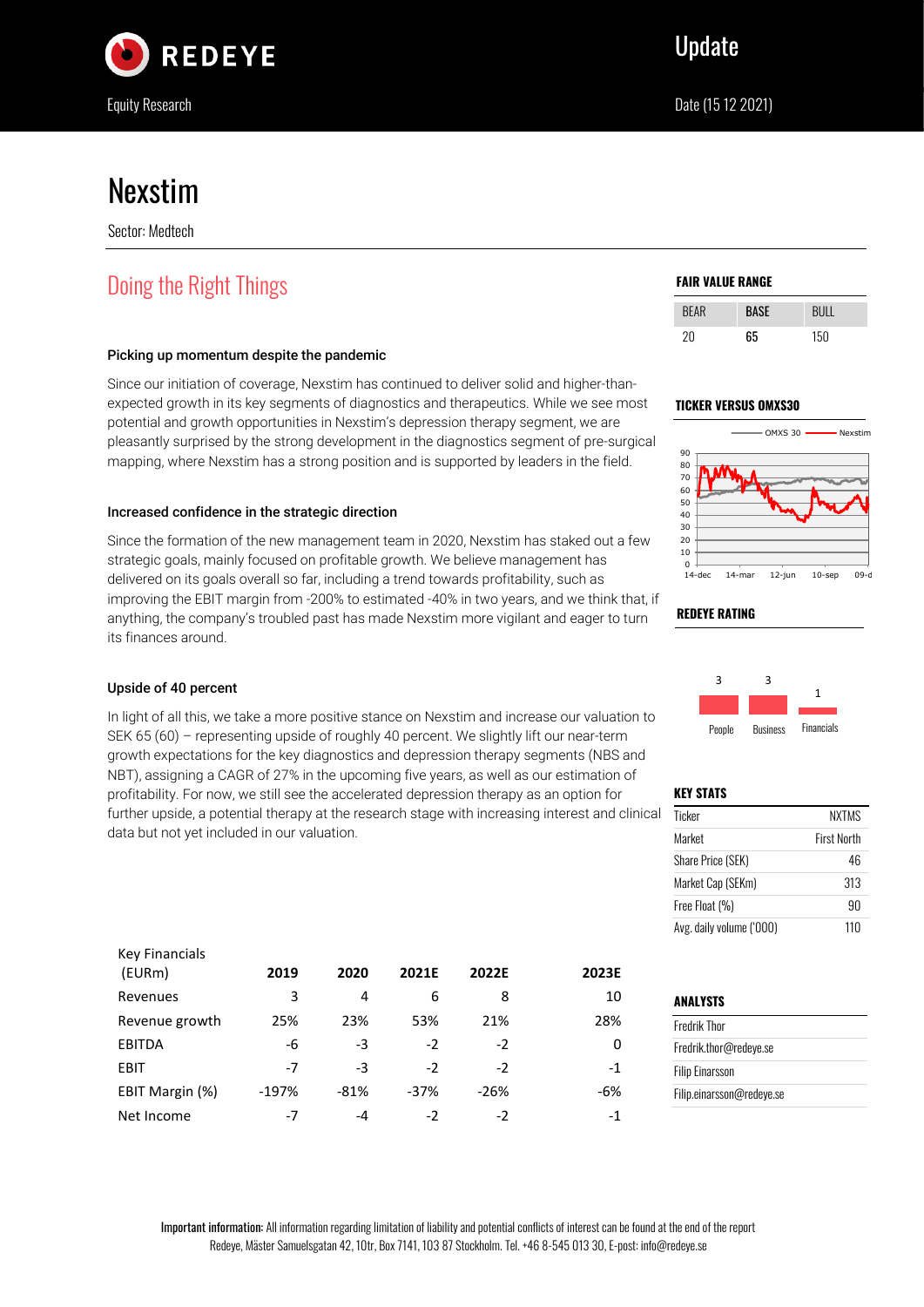Update

Equity Research

Date (15 12 2021)

# Nexstim

Sector: Medtech

## Doing the Right Things

### Picking up momentum despite the pandemic

Since our initiation of coverage, Nexstim has continued to deliver solid and higher-than-expected growth in its key segments of diagnostics and therapeutics. While we see most potential and growth opportunities in Nexstim's depression therapy segment, we are pleasantly surprised by the strong development in the diagnostics segment of pre-surgical mapping, where Nexstim has a strong position and is supported by leaders in the field.

### Increased confidence in the strategic direction

Since the formation of the new management team in 2020, Nexstim has staked out a few strategic goals, mainly focused on profitable growth. We believe management has delivered on its goals overall so far, including a trend towards profitability, such as improving the EBIT margin from -200% to estimated -40% in two years, and we think that, if anything, the company's troubled past has made Nexstim more vigilant and eager to turn its finances around.

### Upside of 40 percent

In light of all this, we take a more positive stance on Nexstim and increase our valuation to SEK 65 (60) – representing upside of roughly 40 percent. We slightly lift our near-term growth expectations for the key diagnostics and depression therapy segments (NBS and NBT), assigning a CAGR of 27% in the upcoming five years, as well as our estimation of profitability. For now, we still see the accelerated depression therapy as an option for further upside, a potential therapy at the research stage with increasing interest and clinical data but not yet included in our valuation.

| Key Financials (EURm) | 2019 | 2020 | 2021E | 2022E | 2023E |
|---|---|---|---|---|---|
| Revenues | 3 | 4 | 6 | 8 | 10 |
| Revenue growth | 25% | 23% | 53% | 21% | 28% |
| EBITDA | -6 | -3 | -2 | -2 | 0 |
| EBIT | -7 | -3 | -2 | -2 | -1 |
| EBIT Margin (%) | -197% | -81% | -37% | -26% | -6% |
| Net Income | -7 | -4 | -2 | -2 | -1 |

### FAIR VALUE RANGE

| BEAR | BASE | BULL |
|---|---|---|
| 20 | 65 | 150 |

### TICKER VERSUS OMXS30

### REDEYE RATING

| People | Business | Financials |
|---|---|---|
| 3 | 3 | 1 |

### KEY STATS

| | |
|---|---|
| Ticker | NXTMS |
| Market | First North |
| Share Price (SEK) | 46 |
| Market Cap (SEKm) | 313 |
| Free Float (%) | 90 |
| Avg. daily volume ('000) | 110 |

### ANALYSTS

Fredrik Thor
Fredrik.thor@redeye.se
Filip Einarsson
Filip.einarsson@redeye.se

**Important information:** All information regarding limitation of liability and potential conflicts of interest can be found at the end of the report
Redeye, Mäster Samuelsgatan 42, 10tr, Box 7141, 103 87 Stockholm. Tel. +46 8-545 013 30, E-post: info@redeye.se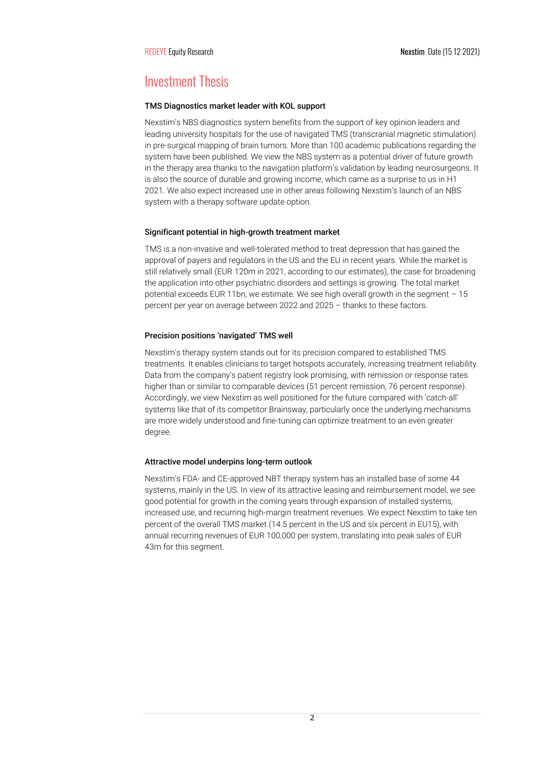# Investment Thesis

**TMS Diagnostics market leader with KOL support**

Nexstim's NBS diagnostics system benefits from the support of key opinion leaders and leading university hospitals for the use of navigated TMS (transcranial magnetic stimulation) in pre-surgical mapping of brain tumors. More than 100 academic publications regarding the system have been published. We view the NBS system as a potential driver of future growth in the therapy area thanks to the navigation platform's validation by leading neurosurgeons. It is also the source of durable and growing income, which came as a surprise to us in H1 2021. We also expect increased use in other areas following Nexstim's launch of an NBS system with a therapy software update option.

**Significant potential in high-growth treatment market**

TMS is a non-invasive and well-tolerated method to treat depression that has gained the approval of payers and regulators in the US and the EU in recent years. While the market is still relatively small (EUR 120m in 2021, according to our estimates), the case for broadening the application into other psychiatric disorders and settings is growing. The total market potential exceeds EUR 11bn, we estimate. We see high overall growth in the segment – 15 percent per year on average between 2022 and 2025 – thanks to these factors.

**Precision positions 'navigated' TMS well**

Nexstim's therapy system stands out for its precision compared to established TMS treatments. It enables clinicians to target hotspots accurately, increasing treatment reliability. Data from the company's patient registry look promising, with remission or response rates higher than or similar to comparable devices (51 percent remission, 76 percent response). Accordingly, we view Nexstim as well positioned for the future compared with 'catch-all' systems like that of its competitor Brainsway, particularly once the underlying mechanisms are more widely understood and fine-tuning can optimize treatment to an even greater degree.

**Attractive model underpins long-term outlook**

Nexstim's FDA- and CE-approved NBT therapy system has an installed base of some 44 systems, mainly in the US. In view of its attractive leasing and reimbursement model, we see good potential for growth in the coming years through expansion of installed systems, increased use, and recurring high-margin treatment revenues. We expect Nexstim to take ten percent of the overall TMS market (14.5 percent in the US and six percent in EU15), with annual recurring revenues of EUR 100,000 per system, translating into peak sales of EUR 43m for this segment.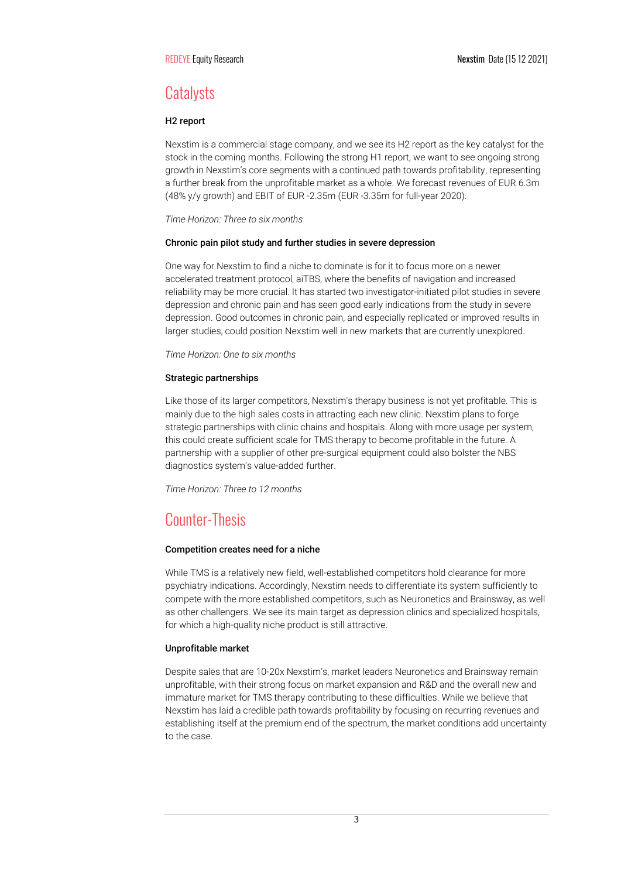# Catalysts

### H2 report

Nexstim is a commercial stage company, and we see its H2 report as the key catalyst for the stock in the coming months. Following the strong H1 report, we want to see ongoing strong growth in Nexstim's core segments with a continued path towards profitability, representing a further break from the unprofitable market as a whole. We forecast revenues of EUR 6.3m (48% y/y growth) and EBIT of EUR -2.35m (EUR -3.35m for full-year 2020).

*Time Horizon: Three to six months*

### Chronic pain pilot study and further studies in severe depression

One way for Nexstim to find a niche to dominate is for it to focus more on a newer accelerated treatment protocol, aiTBS, where the benefits of navigation and increased reliability may be more crucial. It has started two investigator-initiated pilot studies in severe depression and chronic pain and has seen good early indications from the study in severe depression. Good outcomes in chronic pain, and especially replicated or improved results in larger studies, could position Nexstim well in new markets that are currently unexplored.

*Time Horizon: One to six months*

### Strategic partnerships

Like those of its larger competitors, Nexstim's therapy business is not yet profitable. This is mainly due to the high sales costs in attracting each new clinic. Nexstim plans to forge strategic partnerships with clinic chains and hospitals. Along with more usage per system, this could create sufficient scale for TMS therapy to become profitable in the future. A partnership with a supplier of other pre-surgical equipment could also bolster the NBS diagnostics system's value-added further.

*Time Horizon: Three to 12 months*

# Counter-Thesis

### Competition creates need for a niche

While TMS is a relatively new field, well-established competitors hold clearance for more psychiatry indications. Accordingly, Nexstim needs to differentiate its system sufficiently to compete with the more established competitors, such as Neuronetics and Brainsway, as well as other challengers. We see its main target as depression clinics and specialized hospitals, for which a high-quality niche product is still attractive.

### Unprofitable market

Despite sales that are 10-20x Nexstim's, market leaders Neuronetics and Brainsway remain unprofitable, with their strong focus on market expansion and R&D and the overall new and immature market for TMS therapy contributing to these difficulties. While we believe that Nexstim has laid a credible path towards profitability by focusing on recurring revenues and establishing itself at the premium end of the spectrum, the market conditions add uncertainty to the case.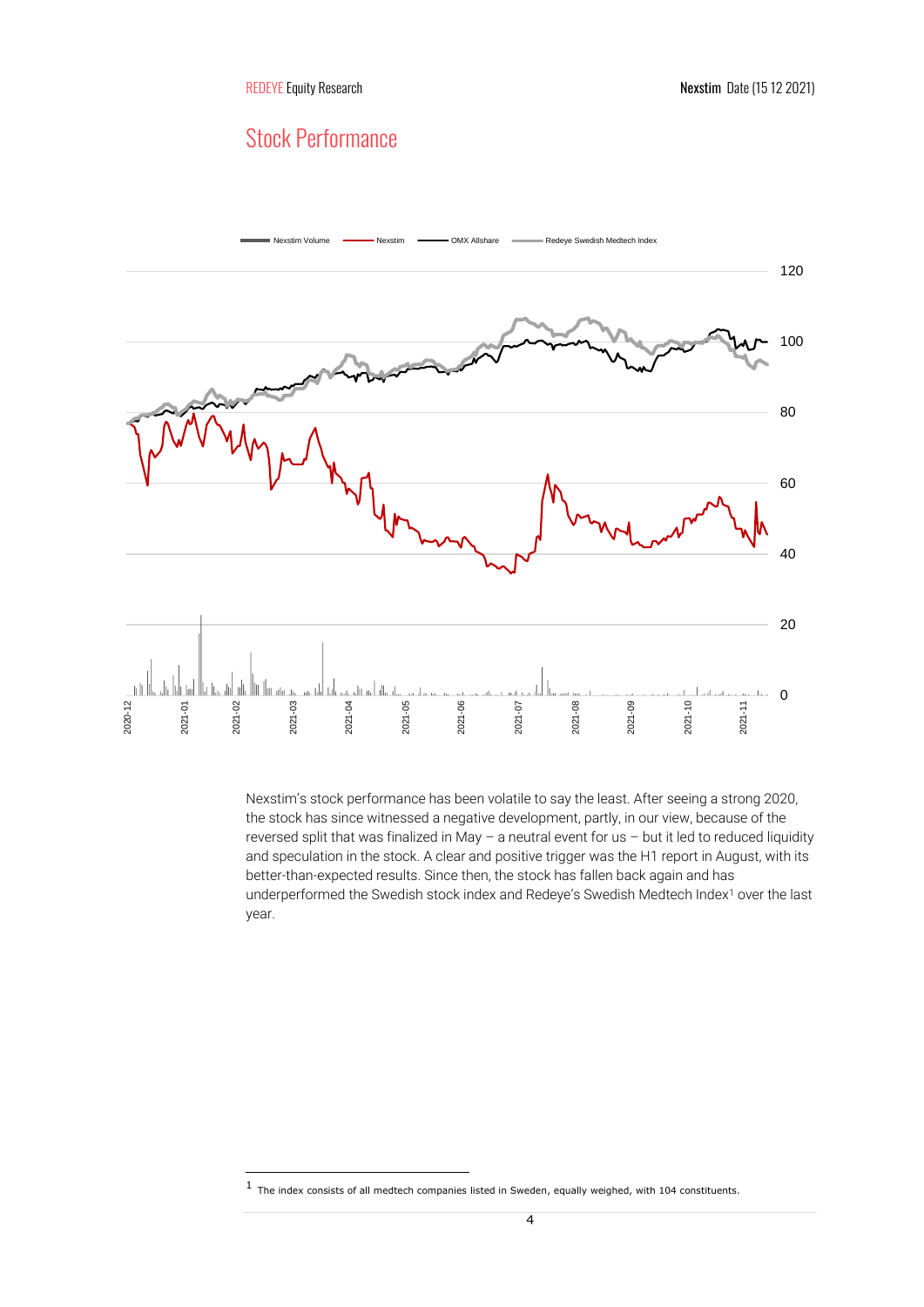## Stock Performance

Nexstim Volume — Nexstim — OMX Allshare — Redeye Swedish Medtech Index

Nexstim's stock performance has been volatile to say the least. After seeing a strong 2020, the stock has since witnessed a negative development, partly, in our view, because of the reversed split that was finalized in May – a neutral event for us – but it led to reduced liquidity and speculation in the stock. A clear and positive trigger was the H1 report in August, with its better-than-expected results. Since then, the stock has fallen back again and has underperformed the Swedish stock index and Redeye's Swedish Medtech Index[1] over the last year.

---

[1] The index consists of all medtech companies listed in Sweden, equally weighed, with 104 constituents.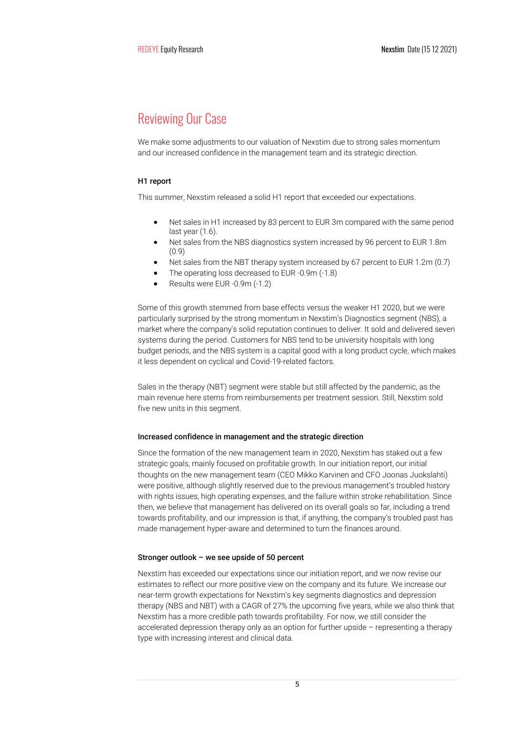## Reviewing Our Case

We make some adjustments to our valuation of Nexstim due to strong sales momentum and our increased confidence in the management team and its strategic direction.

### H1 report

This summer, Nexstim released a solid H1 report that exceeded our expectations.

- Net sales in H1 increased by 83 percent to EUR 3m compared with the same period last year (1.6).
- Net sales from the NBS diagnostics system increased by 96 percent to EUR 1.8m (0.9)
- Net sales from the NBT therapy system increased by 67 percent to EUR 1.2m (0.7)
- The operating loss decreased to EUR -0.9m (-1.8)
- Results were EUR -0.9m (-1.2)

Some of this growth stemmed from base effects versus the weaker H1 2020, but we were particularly surprised by the strong momentum in Nexstim's Diagnostics segment (NBS), a market where the company's solid reputation continues to deliver. It sold and delivered seven systems during the period. Customers for NBS tend to be university hospitals with long budget periods, and the NBS system is a capital good with a long product cycle, which makes it less dependent on cyclical and Covid-19-related factors.

Sales in the therapy (NBT) segment were stable but still affected by the pandemic, as the main revenue here stems from reimbursements per treatment session. Still, Nexstim sold five new units in this segment.

### Increased confidence in management and the strategic direction

Since the formation of the new management team in 2020, Nexstim has staked out a few strategic goals, mainly focused on profitable growth. In our initiation report, our initial thoughts on the new management team (CEO Mikko Karvinen and CFO Joonas Juokslahti) were positive, although slightly reserved due to the previous management's troubled history with rights issues, high operating expenses, and the failure within stroke rehabilitation. Since then, we believe that management has delivered on its overall goals so far, including a trend towards profitability, and our impression is that, if anything, the company's troubled past has made management hyper-aware and determined to turn the finances around.

### Stronger outlook – we see upside of 50 percent

Nexstim has exceeded our expectations since our initiation report, and we now revise our estimates to reflect our more positive view on the company and its future. We increase our near-term growth expectations for Nexstim's key segments diagnostics and depression therapy (NBS and NBT) with a CAGR of 27% the upcoming five years, while we also think that Nexstim has a more credible path towards profitability. For now, we still consider the accelerated depression therapy only as an option for further upside – representing a therapy type with increasing interest and clinical data.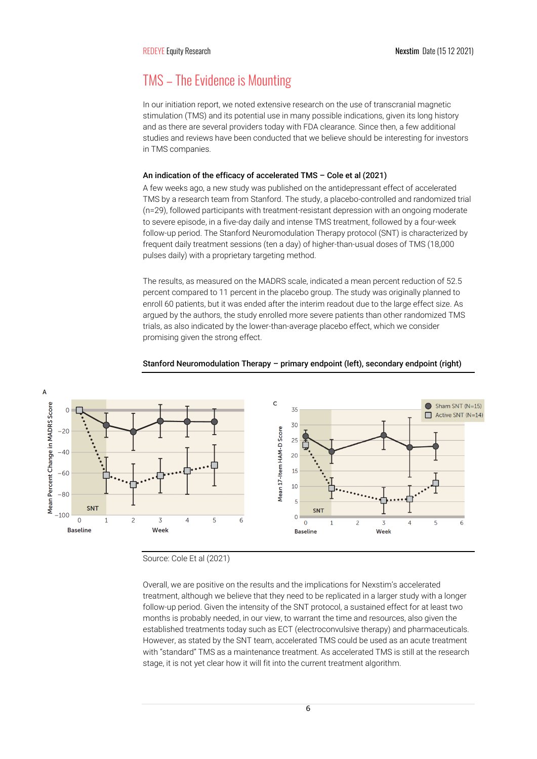## TMS – The Evidence is Mounting

In our initiation report, we noted extensive research on the use of transcranial magnetic stimulation (TMS) and its potential use in many possible indications, given its long history and as there are several providers today with FDA clearance. Since then, a few additional studies and reviews have been conducted that we believe should be interesting for investors in TMS companies.

**An indication of the efficacy of accelerated TMS – Cole et al (2021)**

A few weeks ago, a new study was published on the antidepressant effect of accelerated TMS by a research team from Stanford. The study, a placebo-controlled and randomized trial (n=29), followed participants with treatment-resistant depression with an ongoing moderate to severe episode, in a five-day daily and intense TMS treatment, followed by a four-week follow-up period. The Stanford Neuromodulation Therapy protocol (SNT) is characterized by frequent daily treatment sessions (ten a day) of higher-than-usual doses of TMS (18,000 pulses daily) with a proprietary targeting method.

The results, as measured on the MADRS scale, indicated a mean percent reduction of 52.5 percent compared to 11 percent in the placebo group. The study was originally planned to enroll 60 patients, but it was ended after the interim readout due to the large effect size. As argued by the authors, the study enrolled more severe patients than other randomized TMS trials, as also indicated by the lower-than-average placebo effect, which we consider promising given the strong effect.

**Stanford Neuromodulation Therapy – primary endpoint (left), secondary endpoint (right)**

Source: Cole Et al (2021)

Overall, we are positive on the results and the implications for Nexstim's accelerated treatment, although we believe that they need to be replicated in a larger study with a longer follow-up period. Given the intensity of the SNT protocol, a sustained effect for at least two months is probably needed, in our view, to warrant the time and resources, also given the established treatments today such as ECT (electroconvulsive therapy) and pharmaceuticals. However, as stated by the SNT team, accelerated TMS could be used as an acute treatment with "standard" TMS as a maintenance treatment. As accelerated TMS is still at the research stage, it is not yet clear how it will fit into the current treatment algorithm.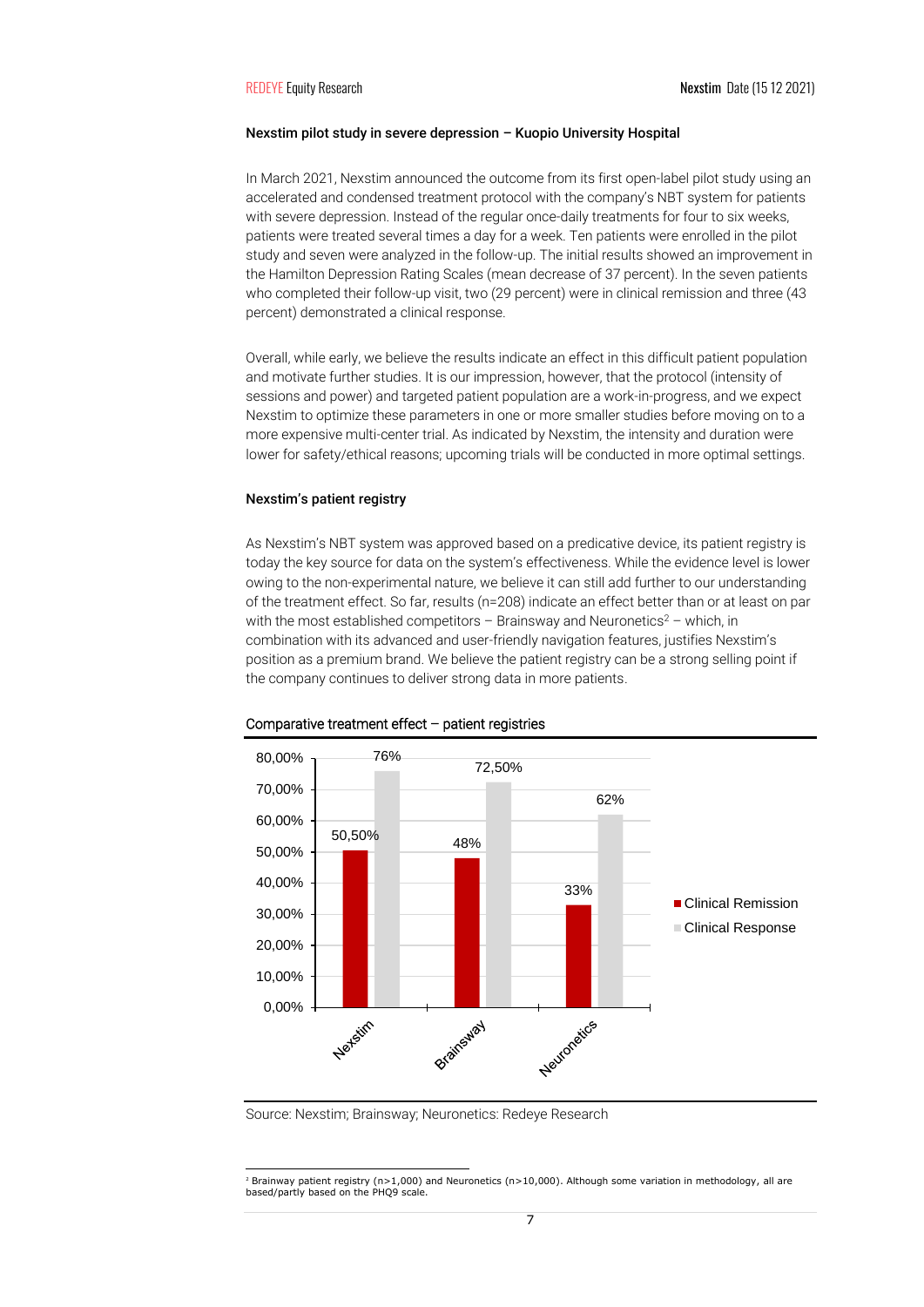### Nexstim pilot study in severe depression – Kuopio University Hospital

In March 2021, Nexstim announced the outcome from its first open-label pilot study using an accelerated and condensed treatment protocol with the company's NBT system for patients with severe depression. Instead of the regular once-daily treatments for four to six weeks, patients were treated several times a day for a week. Ten patients were enrolled in the pilot study and seven were analyzed in the follow-up. The initial results showed an improvement in the Hamilton Depression Rating Scales (mean decrease of 37 percent). In the seven patients who completed their follow-up visit, two (29 percent) were in clinical remission and three (43 percent) demonstrated a clinical response.

Overall, while early, we believe the results indicate an effect in this difficult patient population and motivate further studies. It is our impression, however, that the protocol (intensity of sessions and power) and targeted patient population are a work-in-progress, and we expect Nexstim to optimize these parameters in one or more smaller studies before moving on to a more expensive multi-center trial. As indicated by Nexstim, the intensity and duration were lower for safety/ethical reasons; upcoming trials will be conducted in more optimal settings.

### Nexstim's patient registry

As Nexstim's NBT system was approved based on a predicative device, its patient registry is today the key source for data on the system's effectiveness. While the evidence level is lower owing to the non-experimental nature, we believe it can still add further to our understanding of the treatment effect. So far, results (n=208) indicate an effect better than or at least on par with the most established competitors – Brainsway and Neuronetics[2] – which, in combination with its advanced and user-friendly navigation features, justifies Nexstim's position as a premium brand. We believe the patient registry can be a strong selling point if the company continues to deliver strong data in more patients.

**Comparative treatment effect – patient registries**

| | Clinical Remission | Clinical Response |
|---|---|---|
| Nexstim | 50,50% | 76% |
| Brainsway | 48% | 72,50% |
| Neuronetics | 33% | 62% |

Source: Nexstim; Brainsway; Neuronetics: Redeye Research

[2] Brainway patient registry (n>1,000) and Neuronetics (n>10,000). Although some variation in methodology, all are based/partly based on the PHQ9 scale.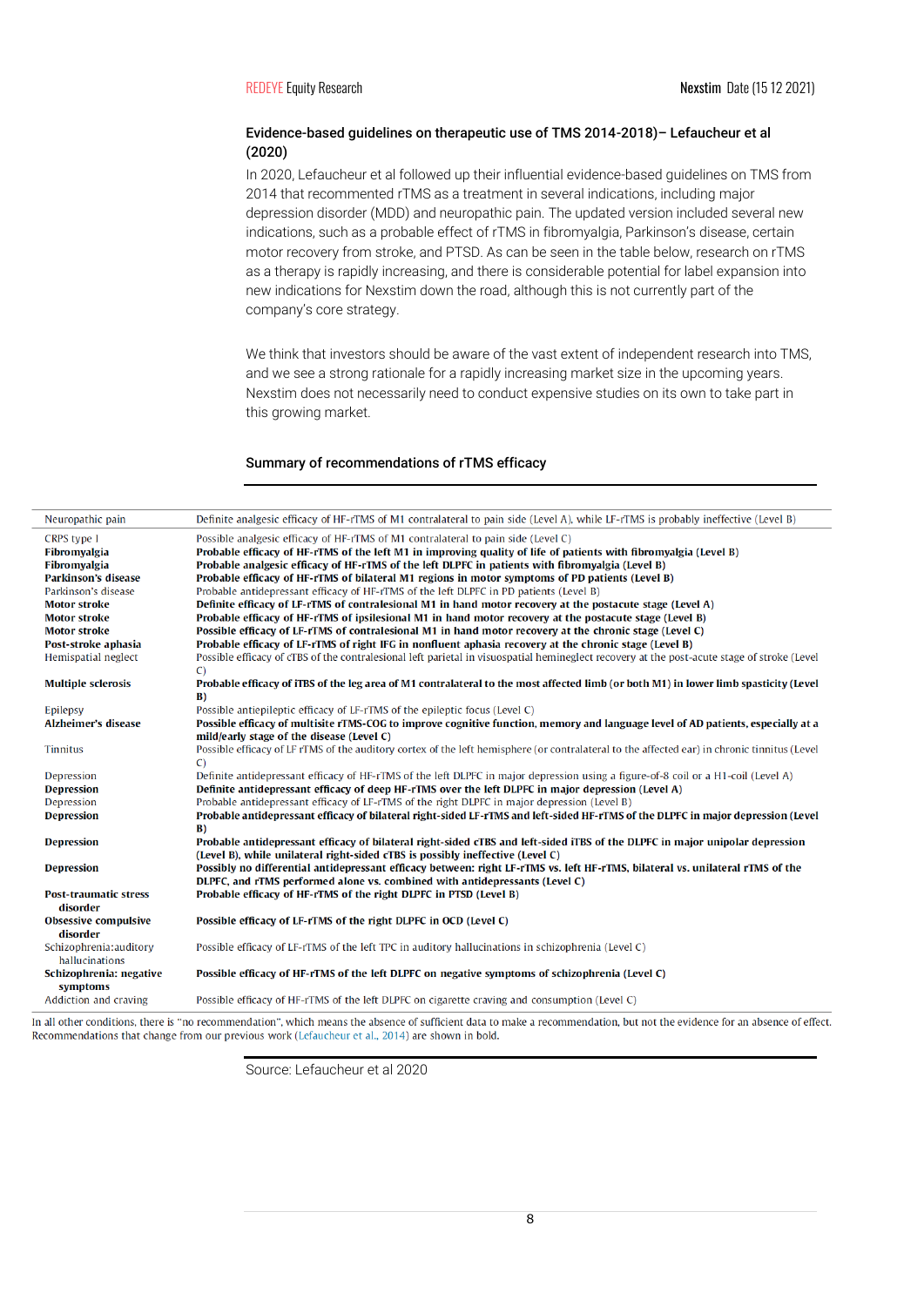### Evidence-based guidelines on therapeutic use of TMS 2014-2018)– Lefaucheur et al (2020)

In 2020, Lefaucheur et al followed up their influential evidence-based guidelines on TMS from 2014 that recommented rTMS as a treatment in several indications, including major depression disorder (MDD) and neuropathic pain. The updated version included several new indications, such as a probable effect of rTMS in fibromyalgia, Parkinson's disease, certain motor recovery from stroke, and PTSD. As can be seen in the table below, research on rTMS as a therapy is rapidly increasing, and there is considerable potential for label expansion into new indications for Nexstim down the road, although this is not currently part of the company's core strategy.

We think that investors should be aware of the vast extent of independent research into TMS, and we see a strong rationale for a rapidly increasing market size in the upcoming years. Nexstim does not necessarily need to conduct expensive studies on its own to take part in this growing market.

#### Summary of recommendations of rTMS efficacy

| | |
|---|---|
| Neuropathic pain | Definite analgesic efficacy of HF-rTMS of M1 contralateral to pain side (Level A), while LF-rTMS is probably ineffective (Level B) |
| CRPS type I | Possible analgesic efficacy of HF-rTMS of M1 contralateral to pain side (Level C) |
| **Fibromyalgia** | **Probable efficacy of HF-rTMS of the left M1 in improving quality of life of patients with fibromyalgia (Level B)** |
| **Fibromyalgia** | **Probable analgesic efficacy of HF-rTMS of the left DLPFC in patients with fibromyalgia (Level B)** |
| **Parkinson's disease** | **Probable efficacy of HF-rTMS of bilateral M1 regions in motor symptoms of PD patients (Level B)** |
| Parkinson's disease | Probable antidepressant efficacy of HF-rTMS of the left DLPFC in PD patients (Level B) |
| **Motor stroke** | **Definite efficacy of LF-rTMS of contralesional M1 in hand motor recovery at the postacute stage (Level A)** |
| **Motor stroke** | **Probable efficacy of HF-rTMS of ipsilesional M1 in hand motor recovery at the postacute stage (Level B)** |
| **Motor stroke** | **Possible efficacy of LF-rTMS of contralesional M1 in hand motor recovery at the chronic stage (Level C)** |
| **Post-stroke aphasia** | **Probable efficacy of LF-rTMS of right IFG in nonfluent aphasia recovery at the chronic stage (Level B)** |
| Hemispatial neglect | Possible efficacy of cTBS of the contralesional left parietal in visuospatial hemineglect recovery at the post-acute stage of stroke (Level C) |
| **Multiple sclerosis** | **Probable efficacy of iTBS of the leg area of M1 contralateral to the most affected limb (or both M1) in lower limb spasticity (Level B)** |
| Epilepsy | Possible antiepileptic efficacy of LF-rTMS of the epileptic focus (Level C) |
| **Alzheimer's disease** | **Possible efficacy of multisite rTMS-COG to improve cognitive function, memory and language level of AD patients, especially at a mild/early stage of the disease (Level C)** |
| Tinnitus | Possible efficacy of LF rTMS of the auditory cortex of the left hemisphere (or contralateral to the affected ear) in chronic tinnitus (Level C) |
| Depression | Definite antidepressant efficacy of HF-rTMS of the left DLPFC in major depression using a figure-of-8 coil or a H1-coil (Level A) |
| **Depression** | **Definite antidepressant efficacy of deep HF-rTMS over the left DLPFC in major depression (Level A)** |
| Depression | Probable antidepressant efficacy of LF-rTMS of the right DLPFC in major depression (Level B) |
| **Depression** | **Probable antidepressant efficacy of bilateral right-sided LF-rTMS and left-sided HF-rTMS of the DLPFC in major depression (Level B)** |
| **Depression** | **Probable antidepressant efficacy of bilateral right-sided cTBS and left-sided iTBS of the DLPFC in major unipolar depression (Level B), while unilateral right-sided cTBS is possibly ineffective (Level C)** |
| **Depression** | **Possibly no differential antidepressant efficacy between: right LF-rTMS vs. left HF-rTMS, bilateral vs. unilateral rTMS of the DLPFC, and rTMS performed alone vs. combined with antidepressants (Level C)** |
| **Post-traumatic stress disorder** | **Probable efficacy of HF-rTMS of the right DLPFC in PTSD (Level B)** |
| **Obsessive compulsive disorder** | **Possible efficacy of LF-rTMS of the right DLPFC in OCD (Level C)** |
| Schizophrenia:auditory hallucinations | Possible efficacy of LF-rTMS of the left TPC in auditory hallucinations in schizophrenia (Level C) |
| **Schizophrenia: negative symptoms** | **Possible efficacy of HF-rTMS of the left DLPFC on negative symptoms of schizophrenia (Level C)** |
| Addiction and craving | Possible efficacy of HF-rTMS of the left DLPFC on cigarette craving and consumption (Level C) |

In all other conditions, there is "no recommendation", which means the absence of sufficient data to make a recommendation, but not the evidence for an absence of effect. Recommendations that change from our previous work (Lefaucheur et al., 2014) are shown in bold.

Source: Lefaucheur et al 2020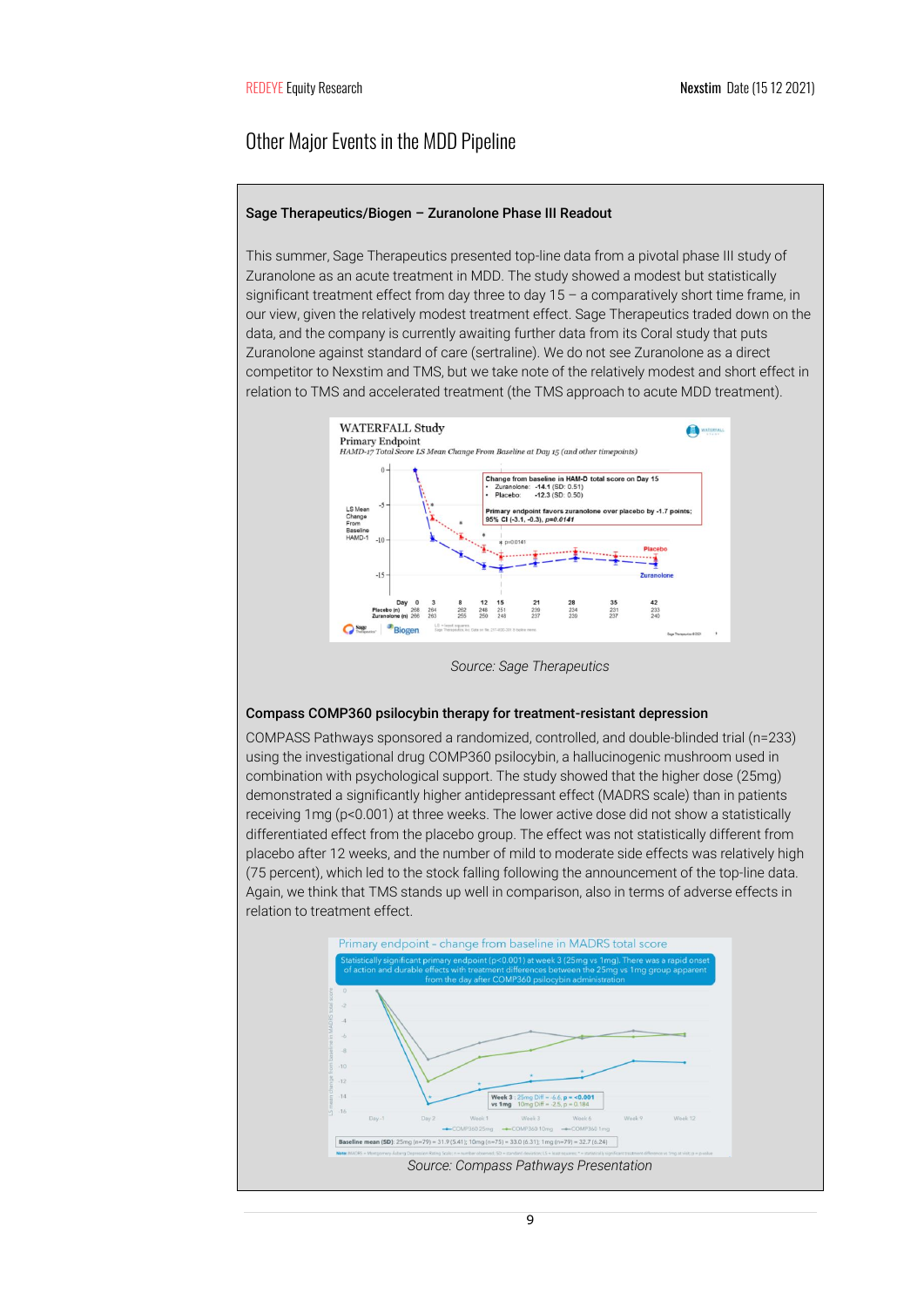## Other Major Events in the MDD Pipeline

### Sage Therapeutics/Biogen – Zuranolone Phase III Readout

This summer, Sage Therapeutics presented top-line data from a pivotal phase III study of Zuranolone as an acute treatment in MDD. The study showed a modest but statistically significant treatment effect from day three to day 15 – a comparatively short time frame, in our view, given the relatively modest treatment effect. Sage Therapeutics traded down on the data, and the company is currently awaiting further data from its Coral study that puts Zuranolone against standard of care (sertraline). We do not see Zuranolone as a direct competitor to Nexstim and TMS, but we take note of the relatively modest and short effect in relation to TMS and accelerated treatment (the TMS approach to acute MDD treatment).

*Source: Sage Therapeutics*

### Compass COMP360 psilocybin therapy for treatment-resistant depression

COMPASS Pathways sponsored a randomized, controlled, and double-blinded trial (n=233) using the investigational drug COMP360 psilocybin, a hallucinogenic mushroom used in combination with psychological support. The study showed that the higher dose (25mg) demonstrated a significantly higher antidepressant effect (MADRS scale) than in patients receiving 1mg ($p<0.001$) at three weeks. The lower active dose did not show a statistically differentiated effect from the placebo group. The effect was not statistically different from placebo after 12 weeks, and the number of mild to moderate side effects was relatively high (75 percent), which led to the stock falling following the announcement of the top-line data. Again, we think that TMS stands up well in comparison, also in terms of adverse effects in relation to treatment effect.

*Source: Compass Pathways Presentation*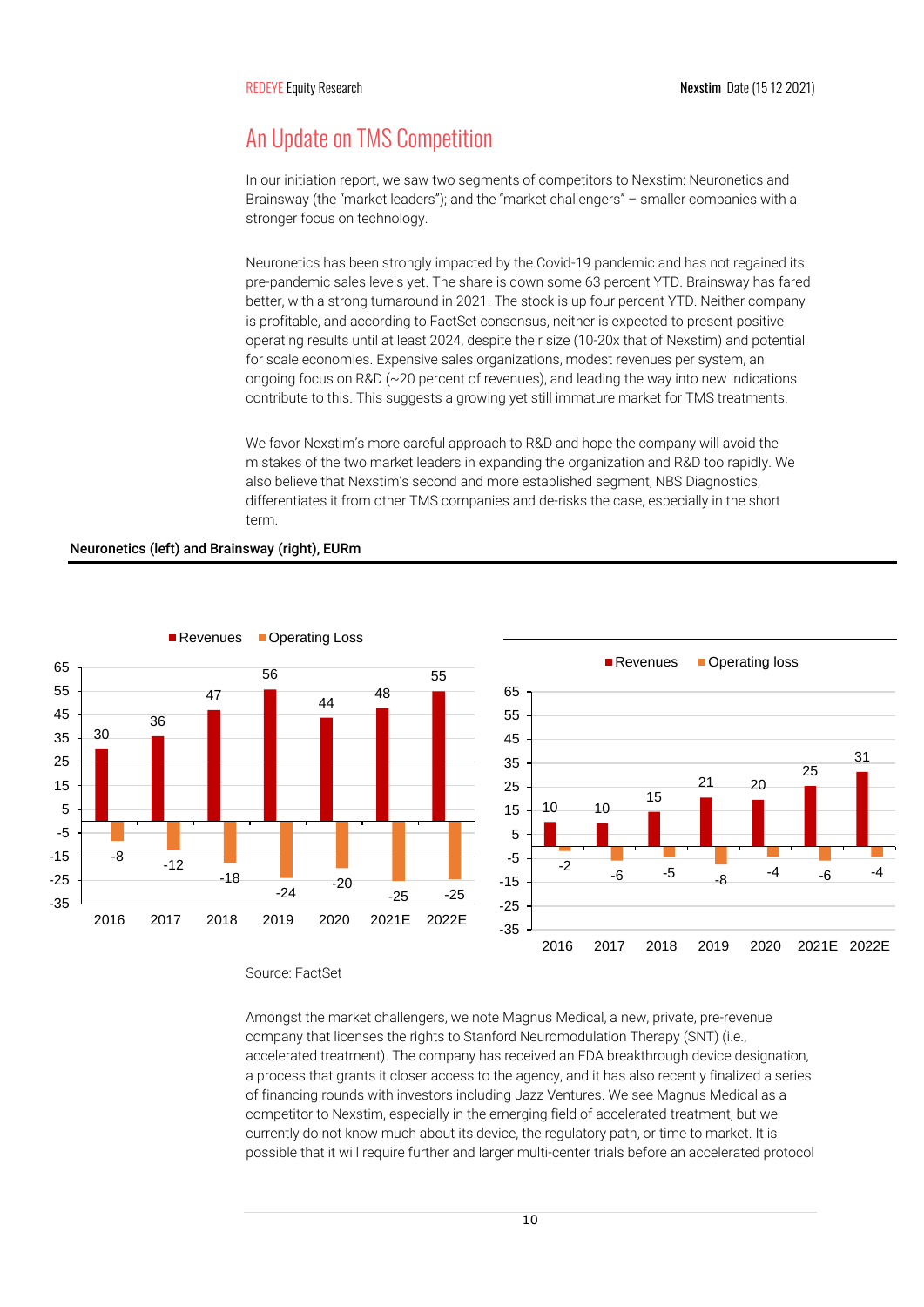## An Update on TMS Competition

In our initiation report, we saw two segments of competitors to Nexstim: Neuronetics and Brainsway (the "market leaders"); and the "market challengers" – smaller companies with a stronger focus on technology.

Neuronetics has been strongly impacted by the Covid-19 pandemic and has not regained its pre-pandemic sales levels yet. The share is down some 63 percent YTD. Brainsway has fared better, with a strong turnaround in 2021. The stock is up four percent YTD. Neither company is profitable, and according to FactSet consensus, neither is expected to present positive operating results until at least 2024, despite their size (10-20x that of Nexstim) and potential for scale economies. Expensive sales organizations, modest revenues per system, an ongoing focus on R&D (~20 percent of revenues), and leading the way into new indications contribute to this. This suggests a growing yet still immature market for TMS treatments.

We favor Nexstim's more careful approach to R&D and hope the company will avoid the mistakes of the two market leaders in expanding the organization and R&D too rapidly. We also believe that Nexstim's second and more established segment, NBS Diagnostics, differentiates it from other TMS companies and de-risks the case, especially in the short term.

**Neuronetics (left) and Brainsway (right), EURm**

Neuronetics:

| | 2016 | 2017 | 2018 | 2019 | 2020 | 2021E | 2022E |
|---|---|---|---|---|---|---|---|
| Revenues | 30 | 36 | 47 | 56 | 44 | 48 | 55 |
| Operating Loss | -8 | -12 | -18 | -24 | -20 | -25 | -25 |

Brainsway:

| | 2016 | 2017 | 2018 | 2019 | 2020 | 2021E | 2022E |
|---|---|---|---|---|---|---|---|
| Revenues | 10 | 10 | 15 | 21 | 20 | 25 | 31 |
| Operating loss | -2 | -6 | -5 | -8 | -4 | -6 | -4 |

Source: FactSet

Amongst the market challengers, we note Magnus Medical, a new, private, pre-revenue company that licenses the rights to Stanford Neuromodulation Therapy (SNT) (i.e., accelerated treatment). The company has received an FDA breakthrough device designation, a process that grants it closer access to the agency, and it has also recently finalized a series of financing rounds with investors including Jazz Ventures. We see Magnus Medical as a competitor to Nexstim, especially in the emerging field of accelerated treatment, but we currently do not know much about its device, the regulatory path, or time to market. It is possible that it will require further and larger multi-center trials before an accelerated protocol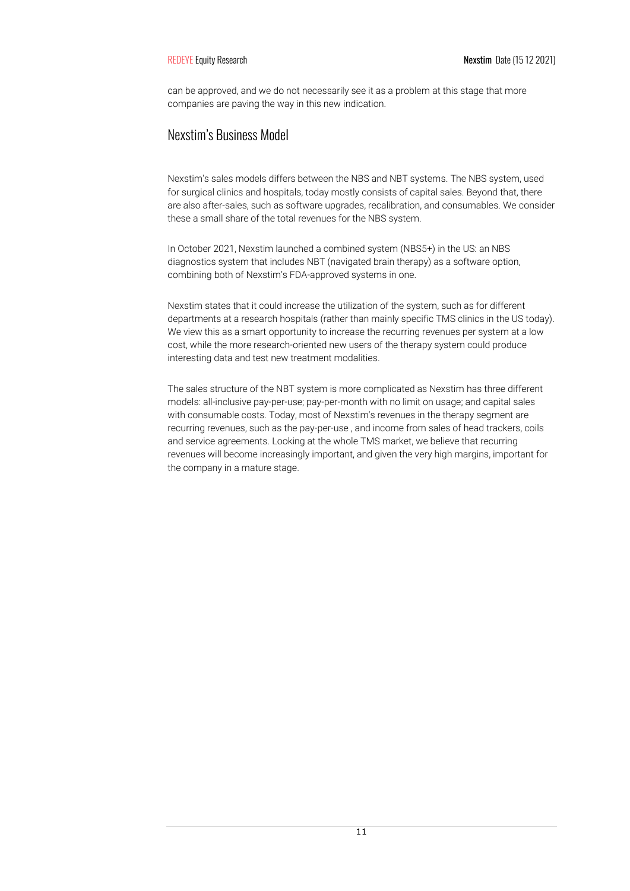can be approved, and we do not necessarily see it as a problem at this stage that more companies are paving the way in this new indication.

## Nexstim's Business Model

Nexstim's sales models differs between the NBS and NBT systems. The NBS system, used for surgical clinics and hospitals, today mostly consists of capital sales. Beyond that, there are also after-sales, such as software upgrades, recalibration, and consumables. We consider these a small share of the total revenues for the NBS system.

In October 2021, Nexstim launched a combined system (NBS5+) in the US: an NBS diagnostics system that includes NBT (navigated brain therapy) as a software option, combining both of Nexstim's FDA-approved systems in one.

Nexstim states that it could increase the utilization of the system, such as for different departments at a research hospitals (rather than mainly specific TMS clinics in the US today). We view this as a smart opportunity to increase the recurring revenues per system at a low cost, while the more research-oriented new users of the therapy system could produce interesting data and test new treatment modalities.

The sales structure of the NBT system is more complicated as Nexstim has three different models: all-inclusive pay-per-use; pay-per-month with no limit on usage; and capital sales with consumable costs. Today, most of Nexstim's revenues in the therapy segment are recurring revenues, such as the pay-per-use , and income from sales of head trackers, coils and service agreements. Looking at the whole TMS market, we believe that recurring revenues will become increasingly important, and given the very high margins, important for the company in a mature stage.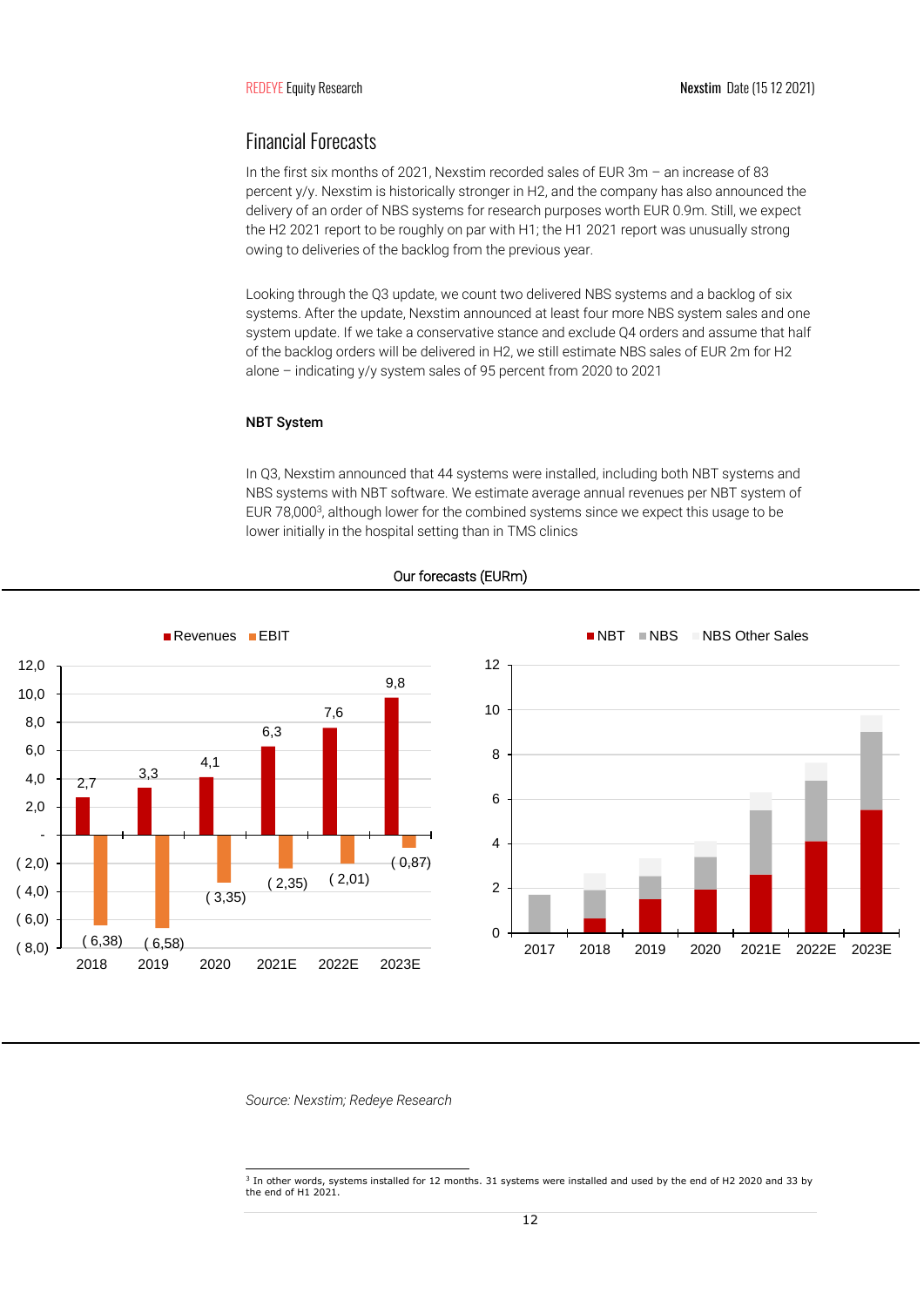## Financial Forecasts

In the first six months of 2021, Nexstim recorded sales of EUR 3m – an increase of 83 percent y/y. Nexstim is historically stronger in H2, and the company has also announced the delivery of an order of NBS systems for research purposes worth EUR 0.9m. Still, we expect the H2 2021 report to be roughly on par with H1; the H1 2021 report was unusually strong owing to deliveries of the backlog from the previous year.

Looking through the Q3 update, we count two delivered NBS systems and a backlog of six systems. After the update, Nexstim announced at least four more NBS system sales and one system update. If we take a conservative stance and exclude Q4 orders and assume that half of the backlog orders will be delivered in H2, we still estimate NBS sales of EUR 2m for H2 alone – indicating y/y system sales of 95 percent from 2020 to 2021

**NBT System**

In Q3, Nexstim announced that 44 systems were installed, including both NBT systems and NBS systems with NBT software. We estimate average annual revenues per NBT system of EUR 78,000[3], although lower for the combined systems since we expect this usage to be lower initially in the hospital setting than in TMS clinics

Our forecasts (EURm)

| | 2018 | 2019 | 2020 | 2021E | 2022E | 2023E |
|---|---|---|---|---|---|---|
| Revenues | 2,7 | 3,3 | 4,1 | 6,3 | 7,6 | 9,8 |
| EBIT | (6,38) | (6,58) | (3,35) | (2,35) | (2,01) | (0,87) |

Source: Nexstim; Redeye Research

[3] In other words, systems installed for 12 months. 31 systems were installed and used by the end of H2 2020 and 33 by the end of H1 2021.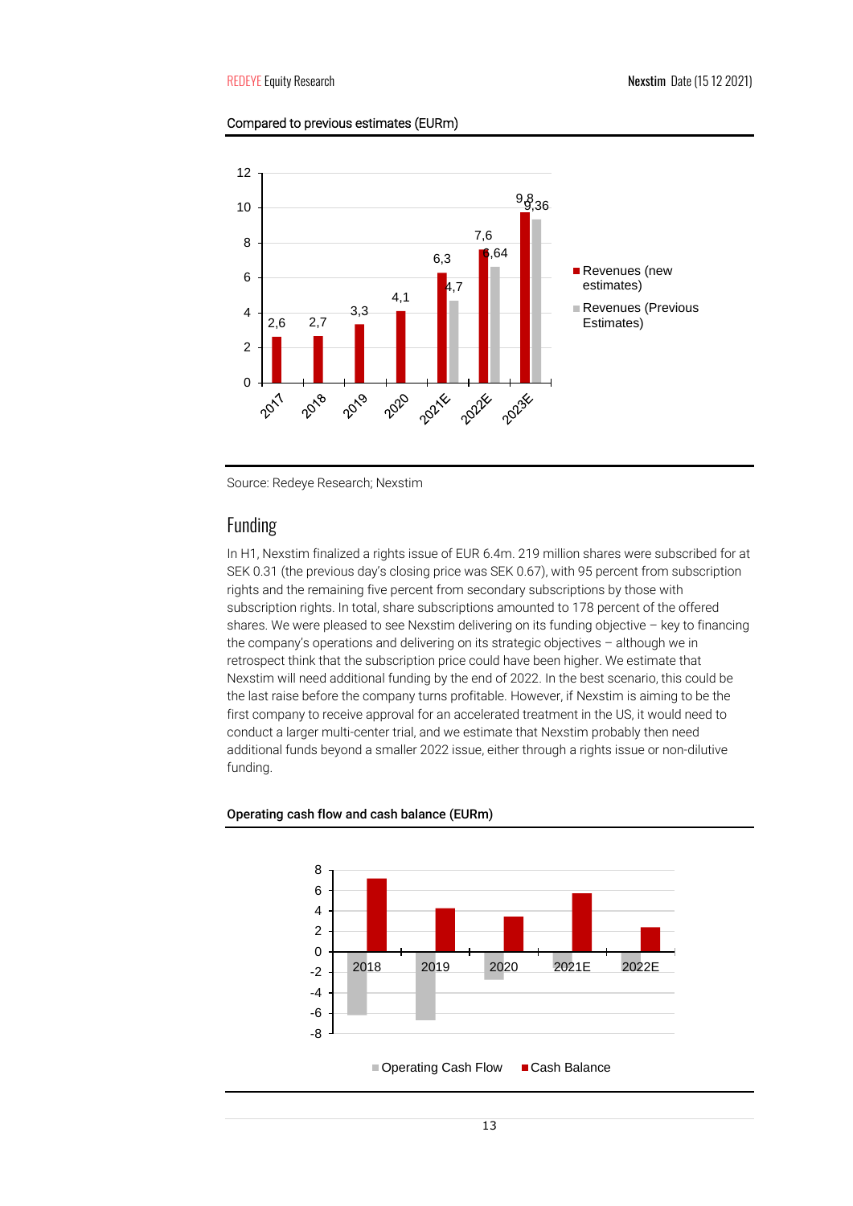Compared to previous estimates (EURm)

| | 2017 | 2018 | 2019 | 2020 | 2021E | 2022E | 2023E |
|---|---|---|---|---|---|---|---|
| Revenues (new estimates) | 2,6 | 2,7 | 3,3 | 4,1 | 6,3 | 7,6 | 9,8 |
| Revenues (Previous Estimates) | | | | | 4,7 | 6,64 | 9,36 |

Source: Redeye Research; Nexstim

## Funding

In H1, Nexstim finalized a rights issue of EUR 6.4m. 219 million shares were subscribed for at SEK 0.31 (the previous day's closing price was SEK 0.67), with 95 percent from subscription rights and the remaining five percent from secondary subscriptions by those with subscription rights. In total, share subscriptions amounted to 178 percent of the offered shares. We were pleased to see Nexstim delivering on its funding objective – key to financing the company's operations and delivering on its strategic objectives – although we in retrospect think that the subscription price could have been higher. We estimate that Nexstim will need additional funding by the end of 2022. In the best scenario, this could be the last raise before the company turns profitable. However, if Nexstim is aiming to be the first company to receive approval for an accelerated treatment in the US, it would need to conduct a larger multi-center trial, and we estimate that Nexstim probably then need additional funds beyond a smaller 2022 issue, either through a rights issue or non-dilutive funding.

Operating cash flow and cash balance (EURm)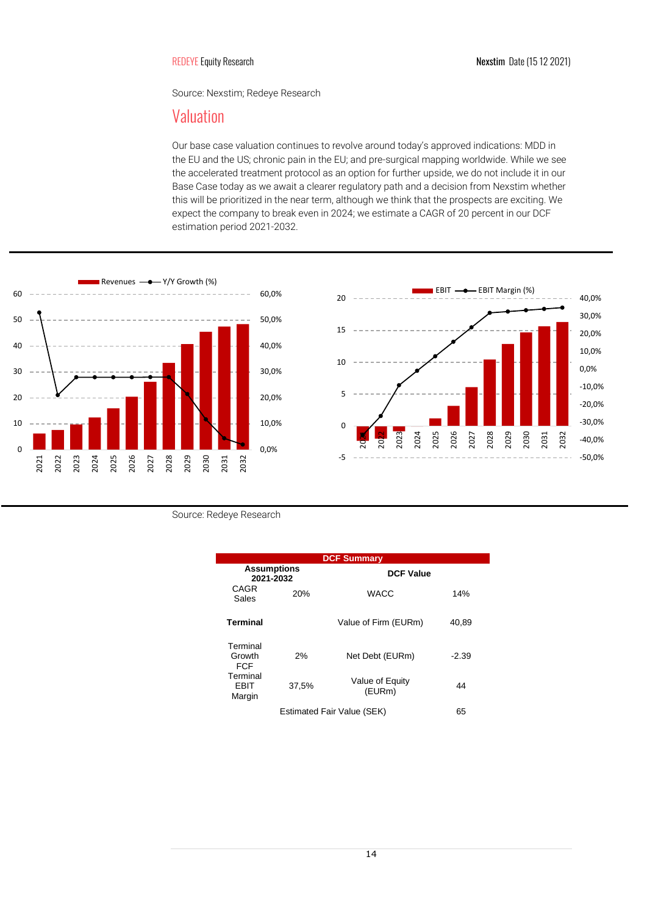Source: Nexstim; Redeye Research

## Valuation

Our base case valuation continues to revolve around today's approved indications: MDD in the EU and the US; chronic pain in the EU; and pre-surgical mapping worldwide. While we see the accelerated treatment protocol as an option for further upside, we do not include it in our Base Case today as we await a clearer regulatory path and a decision from Nexstim whether this will be prioritized in the near term, although we think that the prospects are exciting. We expect the company to break even in 2024; we estimate a CAGR of 20 percent in our DCF estimation period 2021-2032.

Source: Redeye Research

| DCF Summary | | | |
|---|---|---|---|
| **Assumptions 2021-2032** | | **DCF Value** | |
| CAGR Sales | 20% | WACC | 14% |
| **Terminal** | | Value of Firm (EURm) | 40,89 |
| Terminal Growth FCF | 2% | Net Debt (EURm) | -2.39 |
| Terminal EBIT Margin | 37,5% | Value of Equity (EURm) | 44 |
| | Estimated Fair Value (SEK) | | 65 |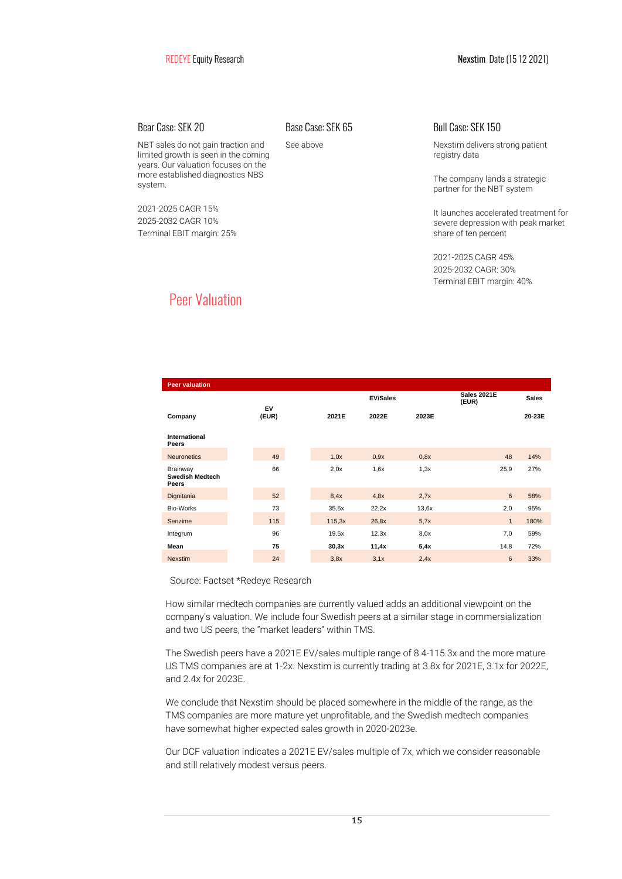### Bear Case: SEK 20

NBT sales do not gain traction and limited growth is seen in the coming years. Our valuation focuses on the more established diagnostics NBS system.

2021-2025 CAGR 15%
2025-2032 CAGR 10%
Terminal EBIT margin: 25%

### Base Case: SEK 65

See above

### Bull Case: SEK 150

Nexstim delivers strong patient registry data

The company lands a strategic partner for the NBT system

It launches accelerated treatment for severe depression with peak market share of ten percent

2021-2025 CAGR 45%
2025-2032 CAGR: 30%
Terminal EBIT margin: 40%

## Peer Valuation

**Peer valuation**

| Company | EV (EUR) | EV/Sales 2021E | EV/Sales 2022E | EV/Sales 2023E | Sales 2021E (EUR) | Sales 20-23E |
|---|---|---|---|---|---|---|
| **International Peers** | | | | | | |
| Neuronetics | 49 | 1,0x | 0,9x | 0,8x | 48 | 14% |
| Brainway | 66 | 2,0x | 1,6x | 1,3x | 25,9 | 27% |
| **Swedish Medtech Peers** | | | | | | |
| Dignitania | 52 | 8,4x | 4,8x | 2,7x | 6 | 58% |
| Bio-Works | 73 | 35,5x | 22,2x | 13,6x | 2,0 | 95% |
| Senzime | 115 | 115,3x | 26,8x | 5,7x | 1 | 180% |
| Integrum | 96 | 19,5x | 12,3x | 8,0x | 7,0 | 59% |
| **Mean** | **75** | **30,3x** | **11,4x** | **5,4x** | 14,8 | 72% |
| Nexstim | 24 | 3,8x | 3,1x | 2,4x | 6 | 33% |

Source: Factset *Redeye Research

How similar medtech companies are currently valued adds an additional viewpoint on the company's valuation. We include four Swedish peers at a similar stage in commercialization and two US peers, the "market leaders" within TMS.

The Swedish peers have a 2021E EV/sales multiple range of 8.4-115.3x and the more mature US TMS companies are at 1-2x. Nexstim is currently trading at 3.8x for 2021E, 3.1x for 2022E, and 2.4x for 2023E.

We conclude that Nexstim should be placed somewhere in the middle of the range, as the TMS companies are more mature yet unprofitable, and the Swedish medtech companies have somewhat higher expected sales growth in 2020-2023e.

Our DCF valuation indicates a 2021E EV/sales multiple of 7x, which we consider reasonable and still relatively modest versus peers.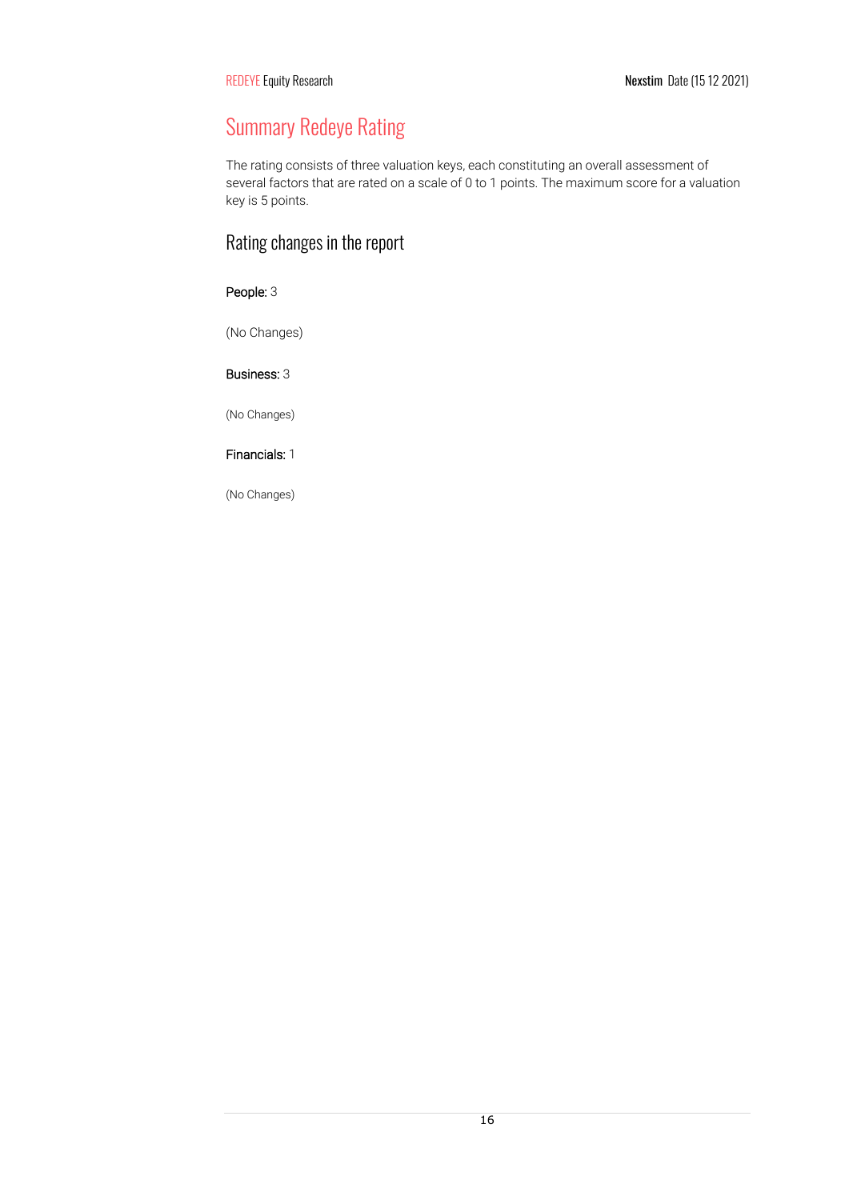# Summary Redeye Rating

The rating consists of three valuation keys, each constituting an overall assessment of several factors that are rated on a scale of 0 to 1 points. The maximum score for a valuation key is 5 points.

## Rating changes in the report

People: 3

(No Changes)

Business: 3

(No Changes)

Financials: 1

(No Changes)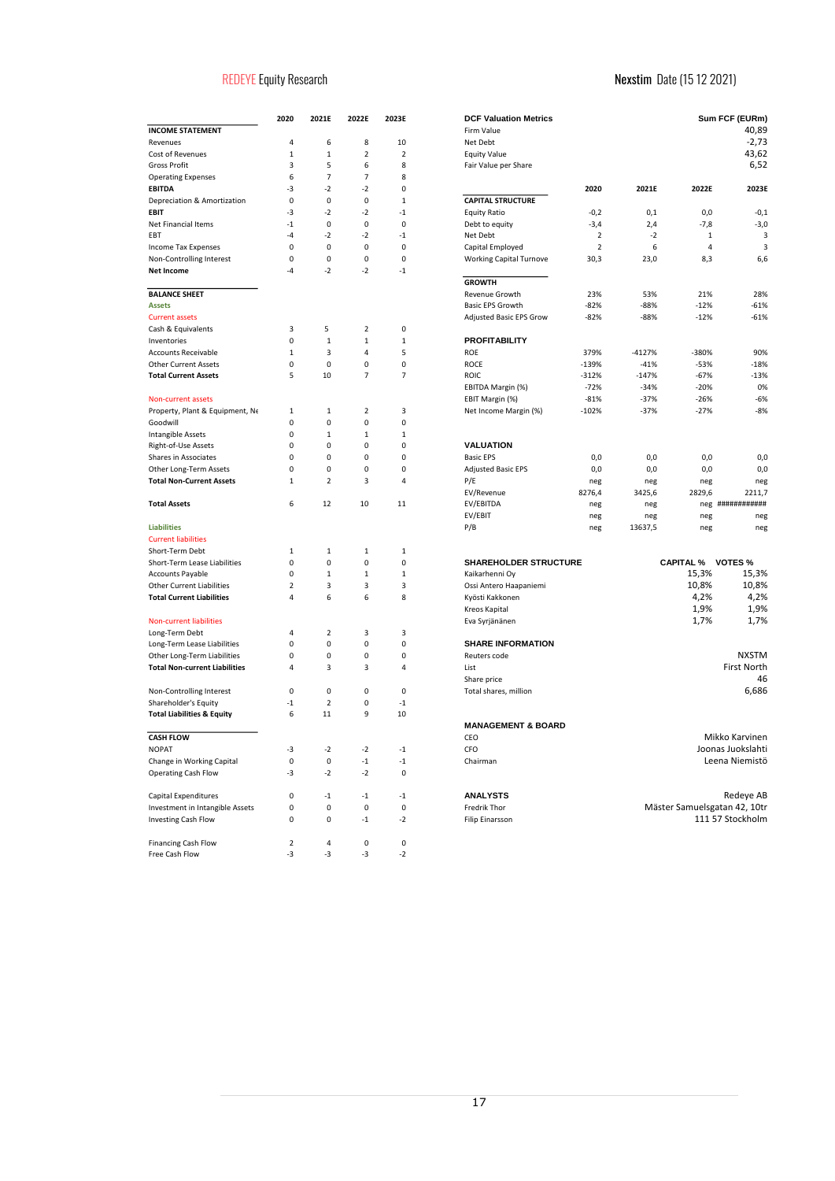| | 2020 | 2021E | 2022E | 2023E |
|---|---|---|---|---|
| **INCOME STATEMENT** | | | | |
| Revenues | 4 | 6 | 8 | 10 |
| Cost of Revenues | 1 | 1 | 2 | 2 |
| Gross Profit | 3 | 5 | 6 | 8 |
| Operating Expenses | 6 | 7 | 7 | 8 |
| **EBITDA** | -3 | -2 | -2 | 0 |
| Depreciation & Amortization | 0 | 0 | 0 | 1 |
| **EBIT** | -3 | -2 | -2 | -1 |
| Net Financial Items | -1 | 0 | 0 | 0 |
| EBT | -4 | -2 | -2 | -1 |
| Income Tax Expenses | 0 | 0 | 0 | 0 |
| Non-Controlling Interest | 0 | 0 | 0 | 0 |
| **Net Income** | -4 | -2 | -2 | -1 |
| | | | | |
| **BALANCE SHEET** | | | | |
| Assets | | | | |
| Current assets | | | | |
| Cash & Equivalents | 3 | 5 | 2 | 0 |
| Inventories | 0 | 1 | 1 | 1 |
| Accounts Receivable | 1 | 3 | 4 | 5 |
| Other Current Assets | 0 | 0 | 0 | 0 |
| **Total Current Assets** | 5 | 10 | 7 | 7 |
| | | | | |
| Non-current assets | | | | |
| Property, Plant & Equipment, Ne | 1 | 1 | 2 | 3 |
| Goodwill | 0 | 0 | 0 | 0 |
| Intangible Assets | 0 | 1 | 1 | 1 |
| Right-of-Use Assets | 0 | 0 | 0 | 0 |
| Shares in Associates | 0 | 0 | 0 | 0 |
| Other Long-Term Assets | 0 | 0 | 0 | 0 |
| **Total Non-Current Assets** | 1 | 2 | 3 | 4 |
| | | | | |
| **Total Assets** | 6 | 12 | 10 | 11 |
| | | | | |
| Liabilities | | | | |
| Current liabilities | | | | |
| Short-Term Debt | 1 | 1 | 1 | 1 |
| Short-Term Lease Liabilities | 0 | 0 | 0 | 0 |
| Accounts Payable | 0 | 1 | 1 | 1 |
| Other Current Liabilities | 2 | 3 | 3 | 3 |
| **Total Current Liabilities** | 4 | 6 | 6 | 8 |
| | | | | |
| Non-current liabilities | | | | |
| Long-Term Debt | 4 | 2 | 3 | 3 |
| Long-Term Lease Liabilities | 0 | 0 | 0 | 0 |
| Other Long-Term Liabilities | 0 | 0 | 0 | 0 |
| **Total Non-current Liabilities** | 4 | 3 | 3 | 4 |
| | | | | |
| Non-Controlling Interest | 0 | 0 | 0 | 0 |
| Shareholder's Equity | -1 | 2 | 0 | -1 |
| **Total Liabilities & Equity** | 6 | 11 | 9 | 10 |
| | | | | |
| **CASH FLOW** | | | | |
| NOPAT | -3 | -2 | -2 | -1 |
| Change in Working Capital | 0 | 0 | -1 | -1 |
| Operating Cash Flow | -3 | -2 | -2 | 0 |
| | | | | |
| Capital Expenditures | 0 | -1 | -1 | -1 |
| Investment in Intangible Assets | 0 | 0 | 0 | 0 |
| Investing Cash Flow | 0 | 0 | -1 | -2 |
| | | | | |
| Financing Cash Flow | 2 | 4 | 0 | 0 |
| Free Cash Flow | -3 | -3 | -3 | -2 |

| **DCF Valuation Metrics** | **Sum FCF (EURm)** |
|---|---|
| Firm Value | 40,89 |
| Net Debt | -2,73 |
| Equity Value | 43,62 |
| Fair Value per Share | 6,52 |

| | 2020 | 2021E | 2022E | 2023E |
|---|---|---|---|---|
| **CAPITAL STRUCTURE** | | | | |
| Equity Ratio | -0,2 | 0,1 | 0,0 | -0,1 |
| Debt to equity | -3,4 | 2,4 | -7,8 | -3,0 |
| Net Debt | 2 | -2 | 1 | 3 |
| Capital Employed | 2 | 6 | 4 | 3 |
| Working Capital Turnove | 30,3 | 23,0 | 8,3 | 6,6 |
| | | | | |
| **GROWTH** | | | | |
| Revenue Growth | 23% | 53% | 21% | 28% |
| Basic EPS Growth | -82% | -88% | -12% | -61% |
| Adjusted Basic EPS Grow | -82% | -88% | -12% | -61% |
| | | | | |
| **PROFITABILITY** | | | | |
| ROE | 379% | -4127% | -380% | 90% |
| ROCE | -139% | -41% | -53% | -18% |
| ROIC | -312% | -147% | -67% | -13% |
| EBITDA Margin (%) | -72% | -34% | -20% | 0% |
| EBIT Margin (%) | -81% | -37% | -26% | -6% |
| Net Income Margin (%) | -102% | -37% | -27% | -8% |
| | | | | |
| **VALUATION** | | | | |
| Basic EPS | 0,0 | 0,0 | 0,0 | 0,0 |
| Adjusted Basic EPS | 0,0 | 0,0 | 0,0 | 0,0 |
| P/E | neg | neg | neg | neg |
| EV/Revenue | 8276,4 | 3425,6 | 2829,6 | 2211,7 |
| EV/EBITDA | neg | neg | neg | ############ |
| EV/EBIT | neg | neg | neg | neg |
| P/B | neg | 13637,5 | neg | neg |

| **SHAREHOLDER STRUCTURE** | **CAPITAL %** | **VOTES %** |
|---|---|---|
| Kaikarhenni Oy | 15,3% | 15,3% |
| Ossi Antero Haapaniemi | 10,8% | 10,8% |
| Kyösti Kakkonen | 4,2% | 4,2% |
| Kreos Kapital | 1,9% | 1,9% |
| Eva Syrjänänen | 1,7% | 1,7% |

| **SHARE INFORMATION** | |
|---|---|
| Reuters code | NXSTM |
| List | First North |
| Share price | 46 |
| Total shares, million | 6,686 |

| **MANAGEMENT & BOARD** | |
|---|---|
| CEO | Mikko Karvinen |
| CFO | Joonas Juokslahti |
| Chairman | Leena Niemistö |

| **ANALYSTS** | Redeye AB |
|---|---|
| Fredrik Thor | Mäster Samuelsgatan 42, 10tr |
| Filip Einarsson | 111 57 Stockholm |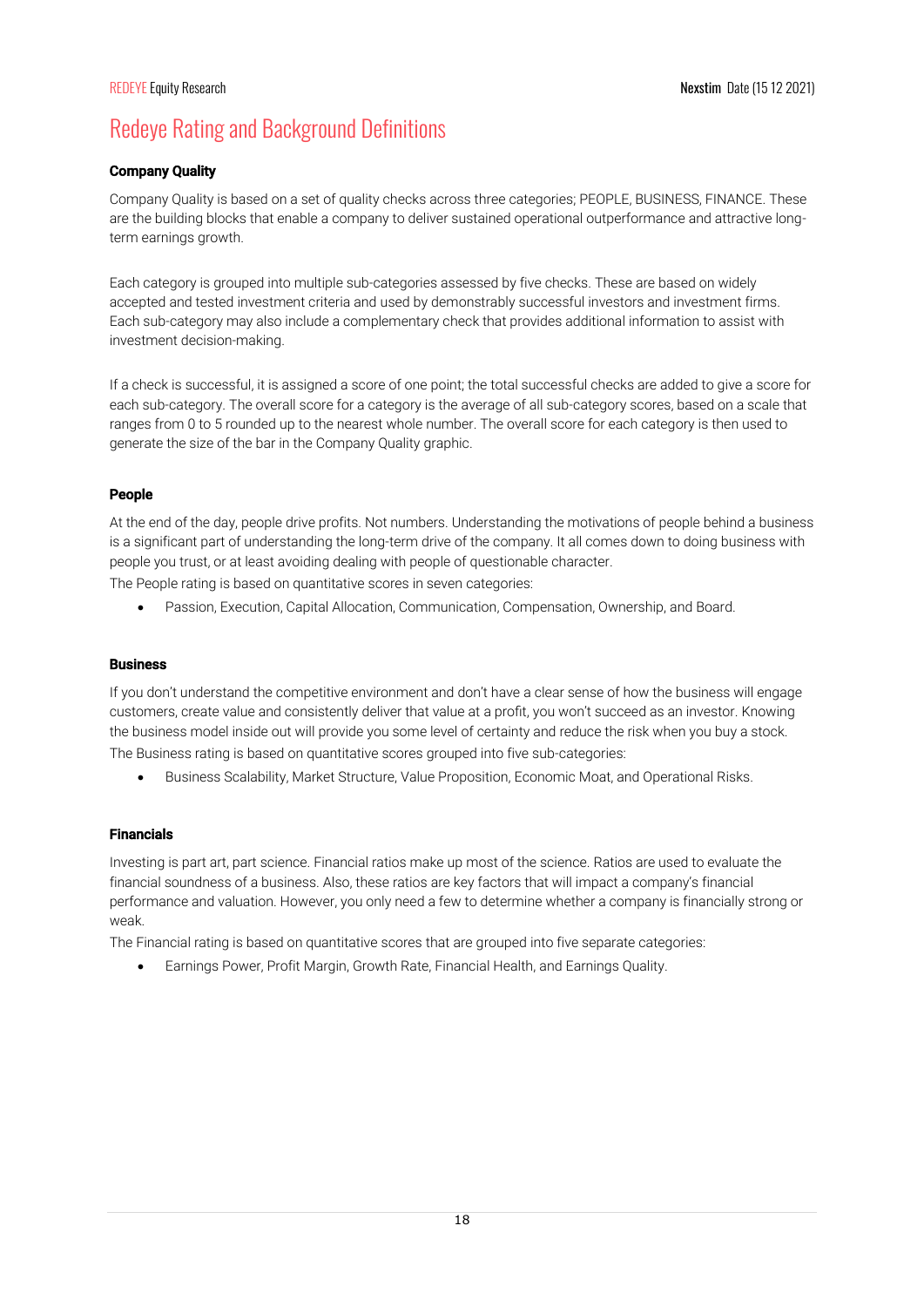# Redeye Rating and Background Definitions

**Company Quality**

Company Quality is based on a set of quality checks across three categories; PEOPLE, BUSINESS, FINANCE. These are the building blocks that enable a company to deliver sustained operational outperformance and attractive long-term earnings growth.

Each category is grouped into multiple sub-categories assessed by five checks. These are based on widely accepted and tested investment criteria and used by demonstrably successful investors and investment firms. Each sub-category may also include a complementary check that provides additional information to assist with investment decision-making.

If a check is successful, it is assigned a score of one point; the total successful checks are added to give a score for each sub-category. The overall score for a category is the average of all sub-category scores, based on a scale that ranges from 0 to 5 rounded up to the nearest whole number. The overall score for each category is then used to generate the size of the bar in the Company Quality graphic.

**People**

At the end of the day, people drive profits. Not numbers. Understanding the motivations of people behind a business is a significant part of understanding the long-term drive of the company. It all comes down to doing business with people you trust, or at least avoiding dealing with people of questionable character.

The People rating is based on quantitative scores in seven categories:

- Passion, Execution, Capital Allocation, Communication, Compensation, Ownership, and Board.

**Business**

If you don't understand the competitive environment and don't have a clear sense of how the business will engage customers, create value and consistently deliver that value at a profit, you won't succeed as an investor. Knowing the business model inside out will provide you some level of certainty and reduce the risk when you buy a stock.

The Business rating is based on quantitative scores grouped into five sub-categories:

- Business Scalability, Market Structure, Value Proposition, Economic Moat, and Operational Risks.

**Financials**

Investing is part art, part science. Financial ratios make up most of the science. Ratios are used to evaluate the financial soundness of a business. Also, these ratios are key factors that will impact a company's financial performance and valuation. However, you only need a few to determine whether a company is financially strong or weak.

The Financial rating is based on quantitative scores that are grouped into five separate categories:

- Earnings Power, Profit Margin, Growth Rate, Financial Health, and Earnings Quality.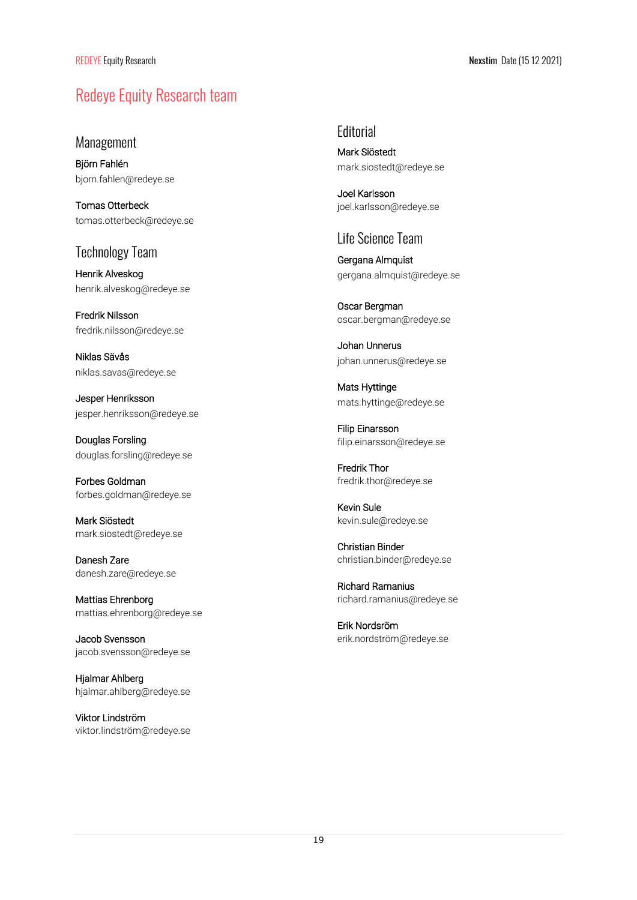# Redeye Equity Research team

## Management

Björn Fahlén
bjorn.fahlen@redeye.se

Tomas Otterbeck
tomas.otterbeck@redeye.se

## Technology Team

Henrik Alveskog
henrik.alveskog@redeye.se

Fredrik Nilsson
fredrik.nilsson@redeye.se

Niklas Sävås
niklas.savas@redeye.se

Jesper Henriksson
jesper.henriksson@redeye.se

Douglas Forsling
douglas.forsling@redeye.se

Forbes Goldman
forbes.goldman@redeye.se

Mark Siöstedt
mark.siostedt@redeye.se

Danesh Zare
danesh.zare@redeye.se

Mattias Ehrenborg
mattias.ehrenborg@redeye.se

Jacob Svensson
jacob.svensson@redeye.se

Hjalmar Ahlberg
hjalmar.ahlberg@redeye.se

Viktor Lindström
viktor.lindström@redeye.se

## Editorial

Mark Siöstedt
mark.siostedt@redeye.se

Joel Karlsson
joel.karlsson@redeye.se

## Life Science Team

Gergana Almquist
gergana.almquist@redeye.se

Oscar Bergman
oscar.bergman@redeye.se

Johan Unnerus
johan.unnerus@redeye.se

Mats Hyttinge
mats.hyttinge@redeye.se

Filip Einarsson
filip.einarsson@redeye.se

Fredrik Thor
fredrik.thor@redeye.se

Kevin Sule
kevin.sule@redeye.se

Christian Binder
christian.binder@redeye.se

Richard Ramanius
richard.ramanius@redeye.se

Erik Nordsröm
erik.nordström@redeye.se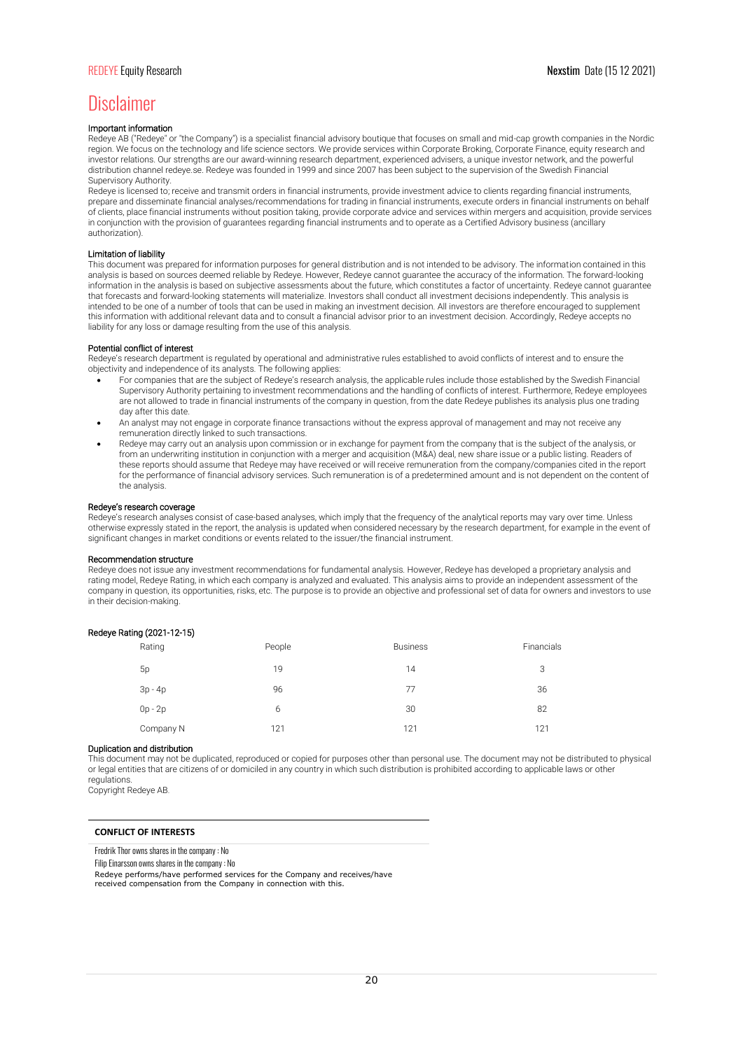# Disclaimer

**Important information**

Redeye AB ("Redeye" or "the Company") is a specialist financial advisory boutique that focuses on small and mid-cap growth companies in the Nordic region. We focus on the technology and life science sectors. We provide services within Corporate Broking, Corporate Finance, equity research and investor relations. Our strengths are our award-winning research department, experienced advisers, a unique investor network, and the powerful distribution channel redeye.se. Redeye was founded in 1999 and since 2007 has been subject to the supervision of the Swedish Financial Supervisory Authority.

Redeye is licensed to; receive and transmit orders in financial instruments, provide investment advice to clients regarding financial instruments, prepare and disseminate financial analyses/recommendations for trading in financial instruments, execute orders in financial instruments on behalf of clients, place financial instruments without position taking, provide corporate advice and services within mergers and acquisition, provide services in conjunction with the provision of guarantees regarding financial instruments and to operate as a Certified Advisory business (ancillary authorization).

**Limitation of liability**

This document was prepared for information purposes for general distribution and is not intended to be advisory. The information contained in this analysis is based on sources deemed reliable by Redeye. However, Redeye cannot guarantee the accuracy of the information. The forward-looking information in the analysis is based on subjective assessments about the future, which constitutes a factor of uncertainty. Redeye cannot guarantee that forecasts and forward-looking statements will materialize. Investors shall conduct all investment decisions independently. This analysis is intended to be one of a number of tools that can be used in making an investment decision. All investors are therefore encouraged to supplement this information with additional relevant data and to consult a financial advisor prior to an investment decision. Accordingly, Redeye accepts no liability for any loss or damage resulting from the use of this analysis.

**Potential conflict of interest**

Redeye's research department is regulated by operational and administrative rules established to avoid conflicts of interest and to ensure the objectivity and independence of its analysts. The following applies:

- For companies that are the subject of Redeye's research analysis, the applicable rules include those established by the Swedish Financial Supervisory Authority pertaining to investment recommendations and the handling of conflicts of interest. Furthermore, Redeye employees are not allowed to trade in financial instruments of the company in question, from the date Redeye publishes its analysis plus one trading day after this date.
- An analyst may not engage in corporate finance transactions without the express approval of management and may not receive any remuneration directly linked to such transactions.
- Redeye may carry out an analysis upon commission or in exchange for payment from the company that is the subject of the analysis, or from an underwriting institution in conjunction with a merger and acquisition (M&A) deal, new share issue or a public listing. Readers of these reports should assume that Redeye may have received or will receive remuneration from the company/companies cited in the report for the performance of financial advisory services. Such remuneration is of a predetermined amount and is not dependent on the content of the analysis.

**Redeye's research coverage**

Redeye's research analyses consist of case-based analyses, which imply that the frequency of the analytical reports may vary over time. Unless otherwise expressly stated in the report, the analysis is updated when considered necessary by the research department, for example in the event of significant changes in market conditions or events related to the issuer/the financial instrument.

**Recommendation structure**

Redeye does not issue any investment recommendations for fundamental analysis. However, Redeye has developed a proprietary analysis and rating model, Redeye Rating, in which each company is analyzed and evaluated. This analysis aims to provide an independent assessment of the company in question, its opportunities, risks, etc. The purpose is to provide an objective and professional set of data for owners and investors to use in their decision-making.

**Redeye Rating (2021-12-15)**

| Rating | People | Business | Financials |
|---|---|---|---|
| 5p | 19 | 14 | 3 |
| 3p - 4p | 96 | 77 | 36 |
| 0p - 2p | 6 | 30 | 82 |
| Company N | 121 | 121 | 121 |

**Duplication and distribution**

This document may not be duplicated, reproduced or copied for purposes other than personal use. The document may not be distributed to physical or legal entities that are citizens of or domiciled in any country in which such distribution is prohibited according to applicable laws or other regulations.

Copyright Redeye AB.

**CONFLICT OF INTERESTS**

Fredrik Thor owns shares in the company : No

Filip Einarsson owns shares in the company : No

Redeye performs/have performed services for the Company and receives/have received compensation from the Company in connection with this.